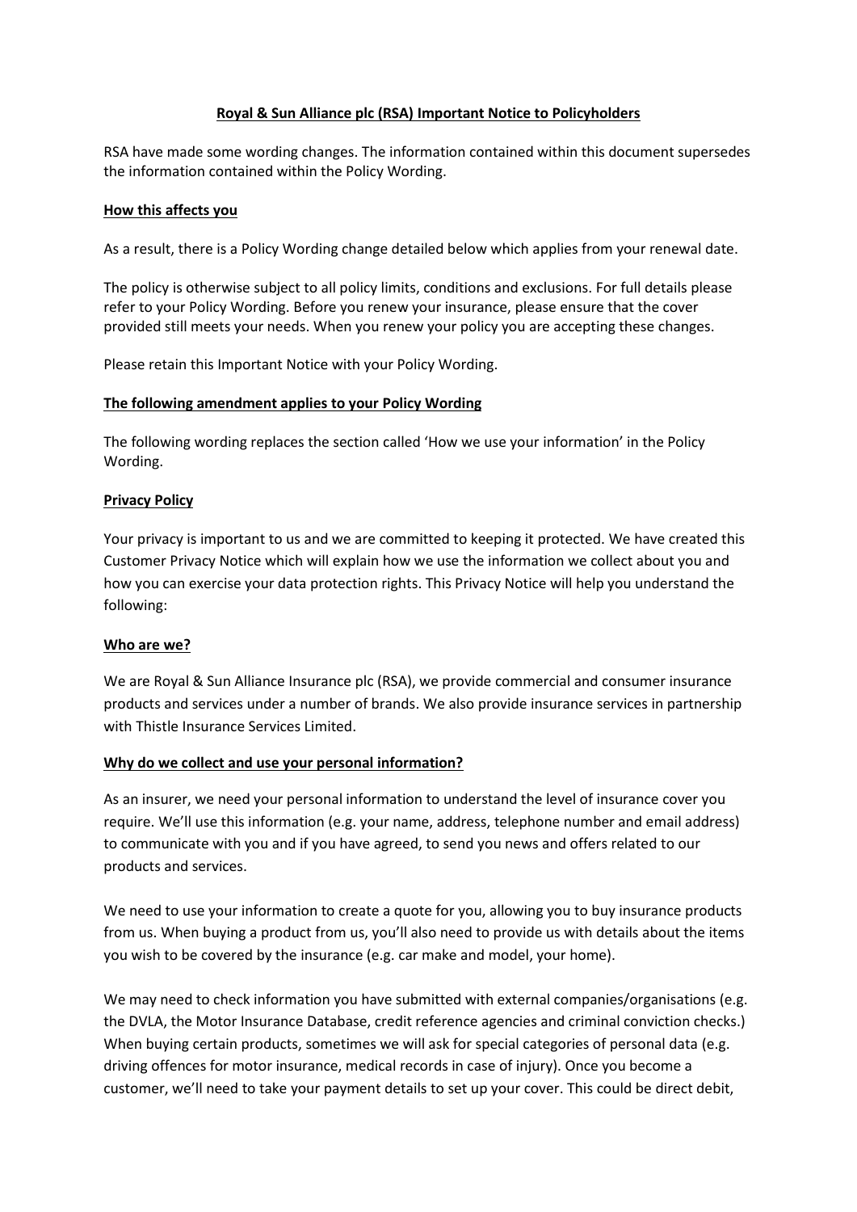# Royal & Sun Alliance plc (RSA) Important Notice to Policyholders

RSA have made some wording changes. The information contained within this document supersedes the information contained within the Policy Wording.

## How this affects you

As a result, there is a Policy Wording change detailed below which applies from your renewal date.

The policy is otherwise subject to all policy limits, conditions and exclusions. For full details please refer to your Policy Wording. Before you renew your insurance, please ensure that the cover provided still meets your needs. When you renew your policy you are accepting these changes.

Please retain this Important Notice with your Policy Wording.

## The following amendment applies to your Policy Wording

The following wording replaces the section called 'How we use your information' in the Policy Wording.

## Privacy Policy

Your privacy is important to us and we are committed to keeping it protected. We have created this Customer Privacy Notice which will explain how we use the information we collect about you and how you can exercise your data protection rights. This Privacy Notice will help you understand the following:

## Who are we?

We are Royal & Sun Alliance Insurance plc (RSA), we provide commercial and consumer insurance products and services under a number of brands. We also provide insurance services in partnership with Thistle Insurance Services Limited.

## Why do we collect and use your personal information?

As an insurer, we need your personal information to understand the level of insurance cover you require. We'll use this information (e.g. your name, address, telephone number and email address) to communicate with you and if you have agreed, to send you news and offers related to our products and services.

We need to use your information to create a quote for you, allowing you to buy insurance products from us. When buying a product from us, you'll also need to provide us with details about the items you wish to be covered by the insurance (e.g. car make and model, your home).

We may need to check information you have submitted with external companies/organisations (e.g. the DVLA, the Motor Insurance Database, credit reference agencies and criminal conviction checks.) When buying certain products, sometimes we will ask for special categories of personal data (e.g. driving offences for motor insurance, medical records in case of injury). Once you become a customer, we'll need to take your payment details to set up your cover. This could be direct debit,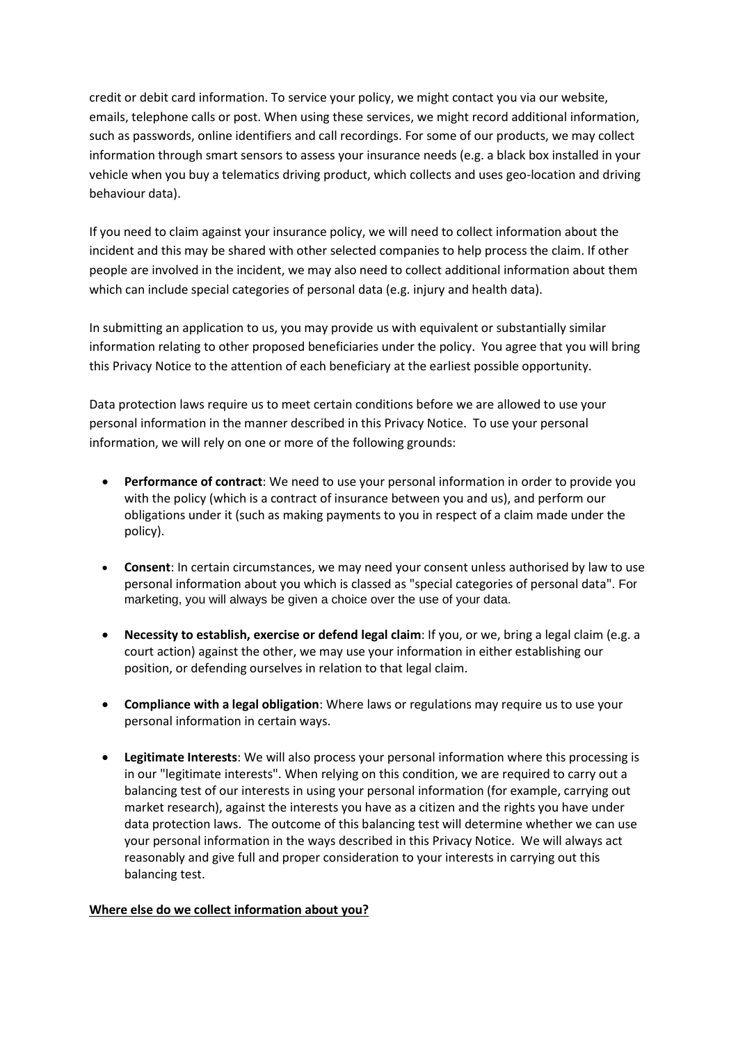credit or debit card information. To service your policy, we might contact you via our website, emails, telephone calls or post. When using these services, we might record additional information, such as passwords, online identifiers and call recordings. For some of our products, we may collect information through smart sensors to assess your insurance needs (e.g. a black box installed in your vehicle when you buy a telematics driving product, which collects and uses geo-location and driving behaviour data).

If you need to claim against your insurance policy, we will need to collect information about the incident and this may be shared with other selected companies to help process the claim. If other people are involved in the incident, we may also need to collect additional information about them which can include special categories of personal data (e.g. injury and health data).

In submitting an application to us, you may provide us with equivalent or substantially similar information relating to other proposed beneficiaries under the policy. You agree that you will bring this Privacy Notice to the attention of each beneficiary at the earliest possible opportunity.

Data protection laws require us to meet certain conditions before we are allowed to use your personal information in the manner described in this Privacy Notice. To use your personal information, we will rely on one or more of the following grounds:

- **Performance of contract**: We need to use your personal information in order to provide you with the policy (which is a contract of insurance between you and us), and perform our obligations under it (such as making payments to you in respect of a claim made under the policy).
- **Consent**: In certain circumstances, we may need your consent unless authorised by law to use personal information about you which is classed as "special categories of personal data". For marketing, you will always be given a choice over the use of your data.
- **Necessity to establish, exercise or defend legal claim**: If you, or we, bring a legal claim (e.g. a court action) against the other, we may use your information in either establishing our position, or defending ourselves in relation to that legal claim.
- **Compliance with a legal obligation**: Where laws or regulations may require us to use your personal information in certain ways.
- **Legitimate Interests**: We will also process your personal information where this processing is in our "legitimate interests". When relying on this condition, we are required to carry out a balancing test of our interests in using your personal information (for example, carrying out market research), against the interests you have as a citizen and the rights you have under data protection laws. The outcome of this balancing test will determine whether we can use your personal information in the ways described in this Privacy Notice. We will always act reasonably and give full and proper consideration to your interests in carrying out this balancing test.

**Where else do we collect information about you?**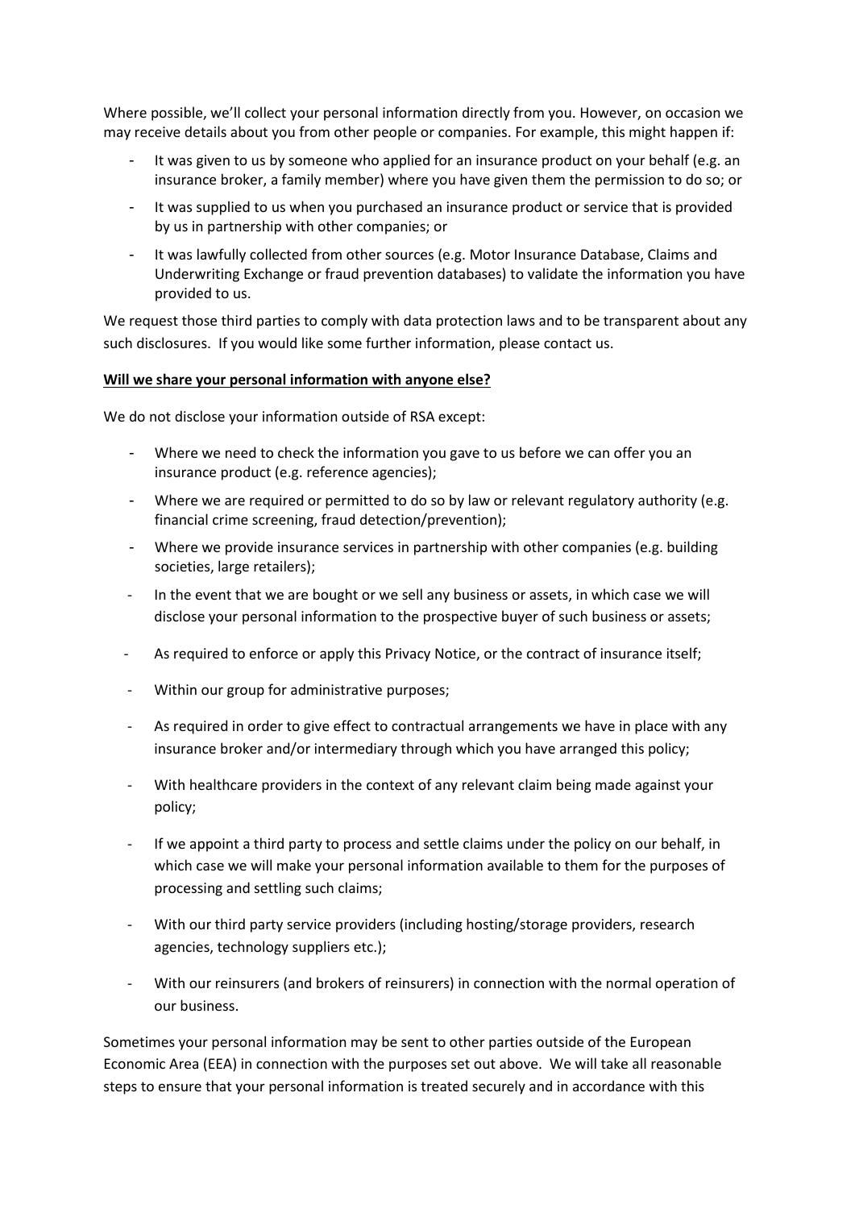Where possible, we'll collect your personal information directly from you. However, on occasion we may receive details about you from other people or companies. For example, this might happen if:

- It was given to us by someone who applied for an insurance product on your behalf (e.g. an insurance broker, a family member) where you have given them the permission to do so; or
- It was supplied to us when you purchased an insurance product or service that is provided by us in partnership with other companies; or
- It was lawfully collected from other sources (e.g. Motor Insurance Database, Claims and Underwriting Exchange or fraud prevention databases) to validate the information you have provided to us.

We request those third parties to comply with data protection laws and to be transparent about any such disclosures. If you would like some further information, please contact us.

**Will we share your personal information with anyone else?**

We do not disclose your information outside of RSA except:

- Where we need to check the information you gave to us before we can offer you an insurance product (e.g. reference agencies);
- Where we are required or permitted to do so by law or relevant regulatory authority (e.g. financial crime screening, fraud detection/prevention);
- Where we provide insurance services in partnership with other companies (e.g. building societies, large retailers);
- In the event that we are bought or we sell any business or assets, in which case we will disclose your personal information to the prospective buyer of such business or assets;
- As required to enforce or apply this Privacy Notice, or the contract of insurance itself;
- Within our group for administrative purposes;
- As required in order to give effect to contractual arrangements we have in place with any insurance broker and/or intermediary through which you have arranged this policy;
- With healthcare providers in the context of any relevant claim being made against your policy;
- If we appoint a third party to process and settle claims under the policy on our behalf, in which case we will make your personal information available to them for the purposes of processing and settling such claims;
- With our third party service providers (including hosting/storage providers, research agencies, technology suppliers etc.);
- With our reinsurers (and brokers of reinsurers) in connection with the normal operation of our business.

Sometimes your personal information may be sent to other parties outside of the European Economic Area (EEA) in connection with the purposes set out above. We will take all reasonable steps to ensure that your personal information is treated securely and in accordance with this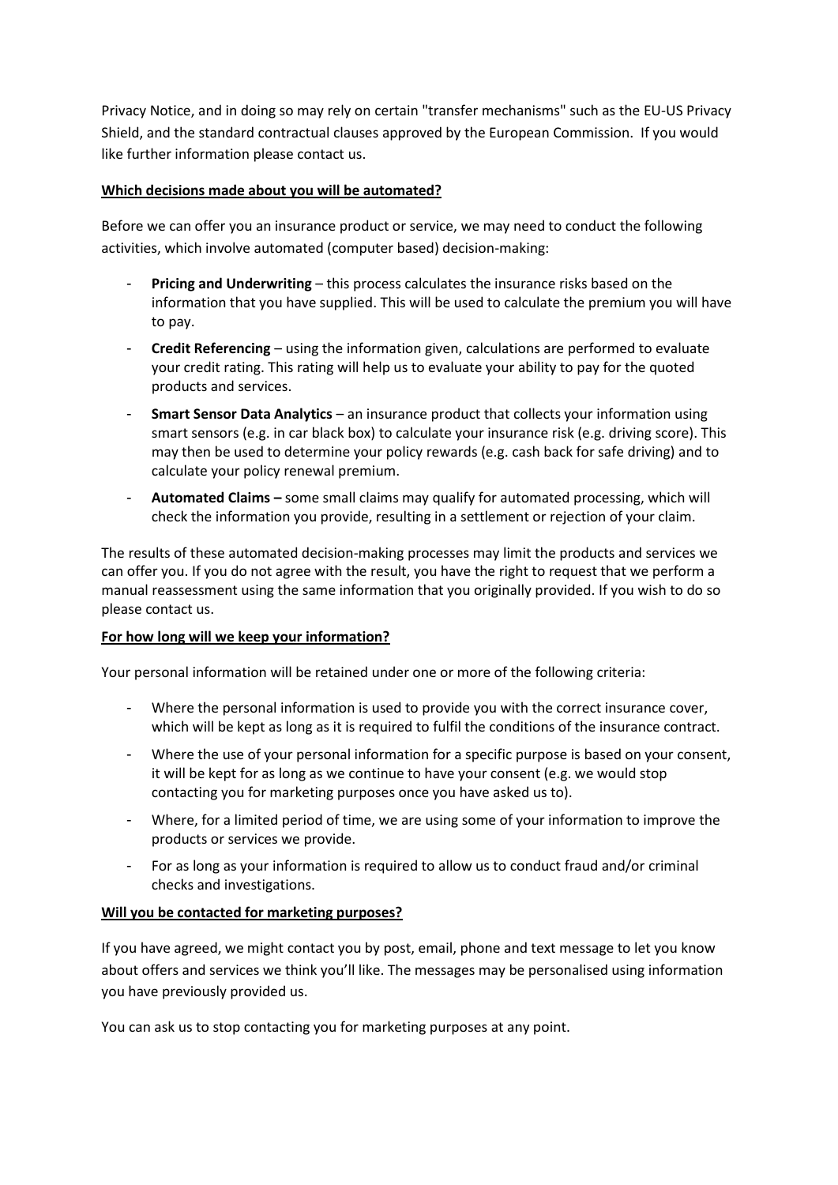Privacy Notice, and in doing so may rely on certain "transfer mechanisms" such as the EU-US Privacy Shield, and the standard contractual clauses approved by the European Commission. If you would like further information please contact us.

## Which decisions made about you will be automated?

Before we can offer you an insurance product or service, we may need to conduct the following activities, which involve automated (computer based) decision-making:

- **Pricing and Underwriting** – this process calculates the insurance risks based on the information that you have supplied. This will be used to calculate the premium you will have to pay.
- **Credit Referencing** – using the information given, calculations are performed to evaluate your credit rating. This rating will help us to evaluate your ability to pay for the quoted products and services.
- **Smart Sensor Data Analytics** – an insurance product that collects your information using smart sensors (e.g. in car black box) to calculate your insurance risk (e.g. driving score). This may then be used to determine your policy rewards (e.g. cash back for safe driving) and to calculate your policy renewal premium.
- **Automated Claims –** some small claims may qualify for automated processing, which will check the information you provide, resulting in a settlement or rejection of your claim.

The results of these automated decision-making processes may limit the products and services we can offer you. If you do not agree with the result, you have the right to request that we perform a manual reassessment using the same information that you originally provided. If you wish to do so please contact us.

## For how long will we keep your information?

Your personal information will be retained under one or more of the following criteria:

- Where the personal information is used to provide you with the correct insurance cover, which will be kept as long as it is required to fulfil the conditions of the insurance contract.
- Where the use of your personal information for a specific purpose is based on your consent, it will be kept for as long as we continue to have your consent (e.g. we would stop contacting you for marketing purposes once you have asked us to).
- Where, for a limited period of time, we are using some of your information to improve the products or services we provide.
- For as long as your information is required to allow us to conduct fraud and/or criminal checks and investigations.

## Will you be contacted for marketing purposes?

If you have agreed, we might contact you by post, email, phone and text message to let you know about offers and services we think you'll like. The messages may be personalised using information you have previously provided us.

You can ask us to stop contacting you for marketing purposes at any point.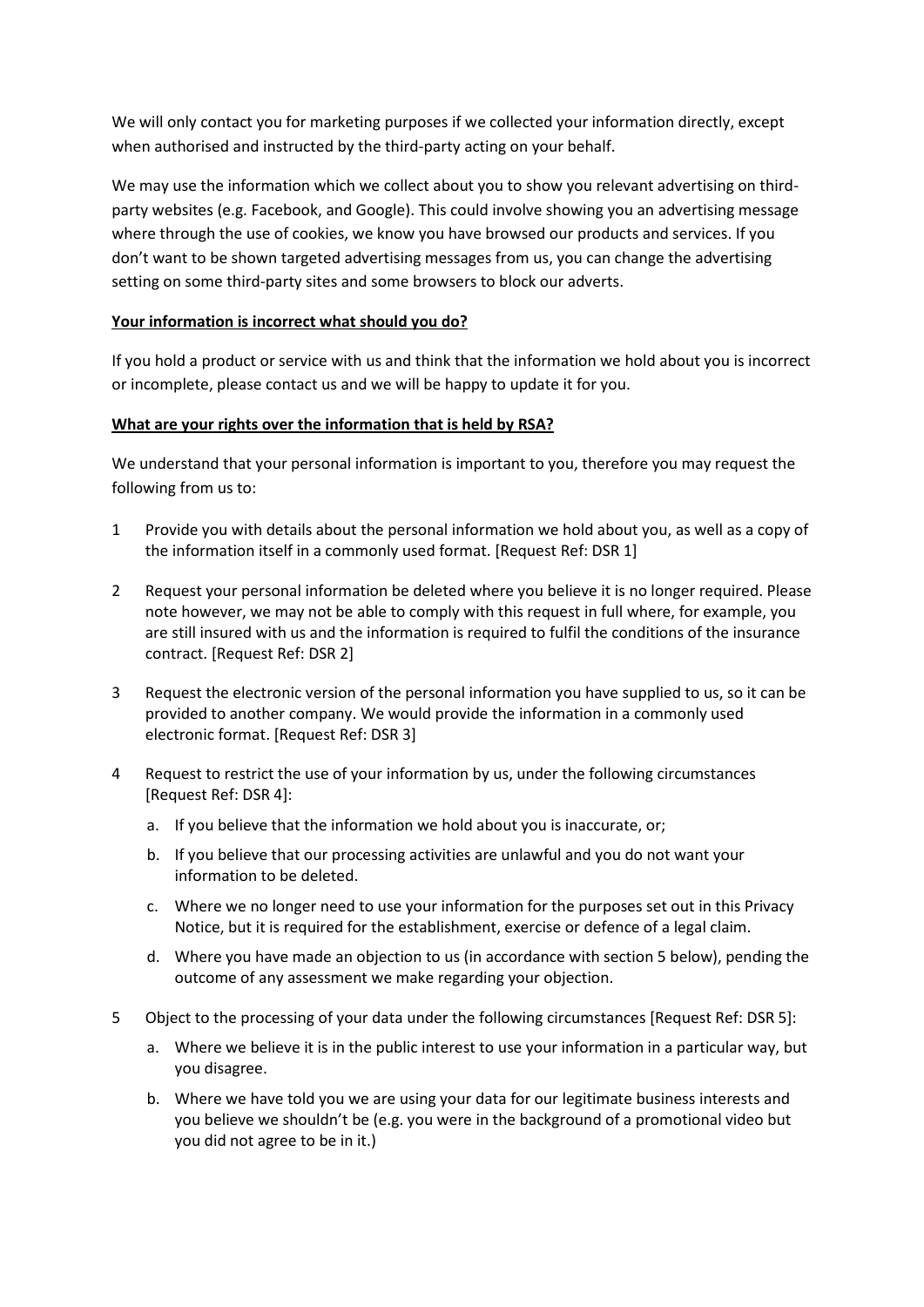We will only contact you for marketing purposes if we collected your information directly, except when authorised and instructed by the third-party acting on your behalf.

We may use the information which we collect about you to show you relevant advertising on third-party websites (e.g. Facebook, and Google). This could involve showing you an advertising message where through the use of cookies, we know you have browsed our products and services. If you don't want to be shown targeted advertising messages from us, you can change the advertising setting on some third-party sites and some browsers to block our adverts.

**Your information is incorrect what should you do?**

If you hold a product or service with us and think that the information we hold about you is incorrect or incomplete, please contact us and we will be happy to update it for you.

**What are your rights over the information that is held by RSA?**

We understand that your personal information is important to you, therefore you may request the following from us to:

1 Provide you with details about the personal information we hold about you, as well as a copy of the information itself in a commonly used format. [Request Ref: DSR 1]

2 Request your personal information be deleted where you believe it is no longer required. Please note however, we may not be able to comply with this request in full where, for example, you are still insured with us and the information is required to fulfil the conditions of the insurance contract. [Request Ref: DSR 2]

3 Request the electronic version of the personal information you have supplied to us, so it can be provided to another company. We would provide the information in a commonly used electronic format. [Request Ref: DSR 3]

4 Request to restrict the use of your information by us, under the following circumstances [Request Ref: DSR 4]:

   a. If you believe that the information we hold about you is inaccurate, or;

   b. If you believe that our processing activities are unlawful and you do not want your information to be deleted.

   c. Where we no longer need to use your information for the purposes set out in this Privacy Notice, but it is required for the establishment, exercise or defence of a legal claim.

   d. Where you have made an objection to us (in accordance with section 5 below), pending the outcome of any assessment we make regarding your objection.

5 Object to the processing of your data under the following circumstances [Request Ref: DSR 5]:

   a. Where we believe it is in the public interest to use your information in a particular way, but you disagree.

   b. Where we have told you we are using your data for our legitimate business interests and you believe we shouldn't be (e.g. you were in the background of a promotional video but you did not agree to be in it.)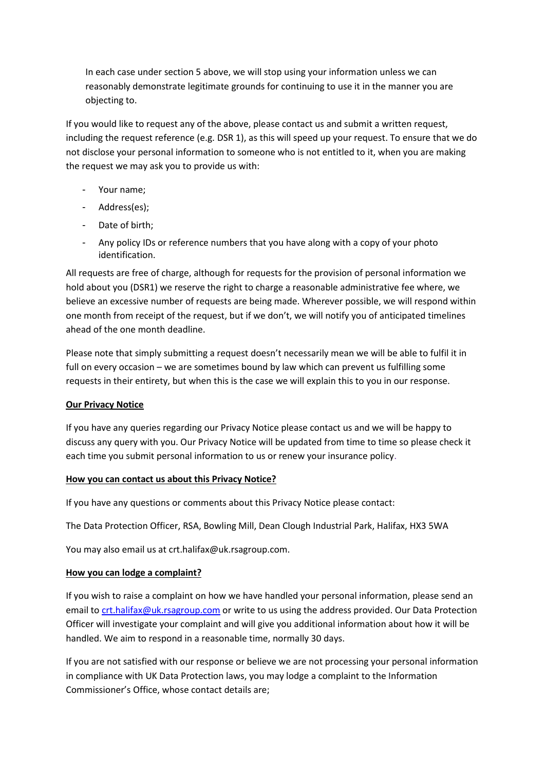In each case under section 5 above, we will stop using your information unless we can reasonably demonstrate legitimate grounds for continuing to use it in the manner you are objecting to.

If you would like to request any of the above, please contact us and submit a written request, including the request reference (e.g. DSR 1), as this will speed up your request. To ensure that we do not disclose your personal information to someone who is not entitled to it, when you are making the request we may ask you to provide us with:

- Your name;
- Address(es);
- Date of birth;
- Any policy IDs or reference numbers that you have along with a copy of your photo identification.

All requests are free of charge, although for requests for the provision of personal information we hold about you (DSR1) we reserve the right to charge a reasonable administrative fee where, we believe an excessive number of requests are being made. Wherever possible, we will respond within one month from receipt of the request, but if we don't, we will notify you of anticipated timelines ahead of the one month deadline.

Please note that simply submitting a request doesn't necessarily mean we will be able to fulfil it in full on every occasion – we are sometimes bound by law which can prevent us fulfilling some requests in their entirety, but when this is the case we will explain this to you in our response.

**Our Privacy Notice**

If you have any queries regarding our Privacy Notice please contact us and we will be happy to discuss any query with you. Our Privacy Notice will be updated from time to time so please check it each time you submit personal information to us or renew your insurance policy.

**How you can contact us about this Privacy Notice?**

If you have any questions or comments about this Privacy Notice please contact:

The Data Protection Officer, RSA, Bowling Mill, Dean Clough Industrial Park, Halifax, HX3 5WA

You may also email us at crt.halifax@uk.rsagroup.com.

**How you can lodge a complaint?**

If you wish to raise a complaint on how we have handled your personal information, please send an email to crt.halifax@uk.rsagroup.com or write to us using the address provided. Our Data Protection Officer will investigate your complaint and will give you additional information about how it will be handled. We aim to respond in a reasonable time, normally 30 days.

If you are not satisfied with our response or believe we are not processing your personal information in compliance with UK Data Protection laws, you may lodge a complaint to the Information Commissioner's Office, whose contact details are;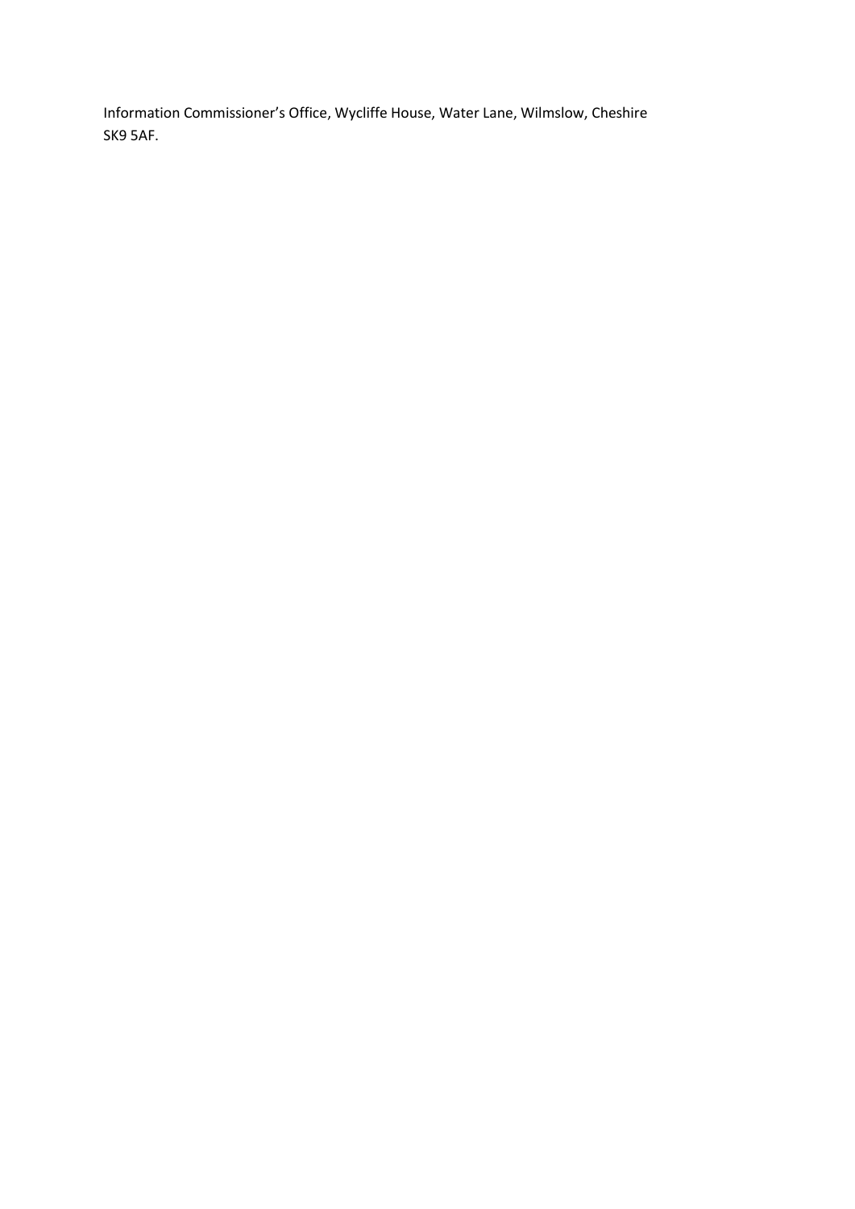Information Commissioner’s Office, Wycliffe House, Water Lane, Wilmslow, Cheshire SK9 5AF.